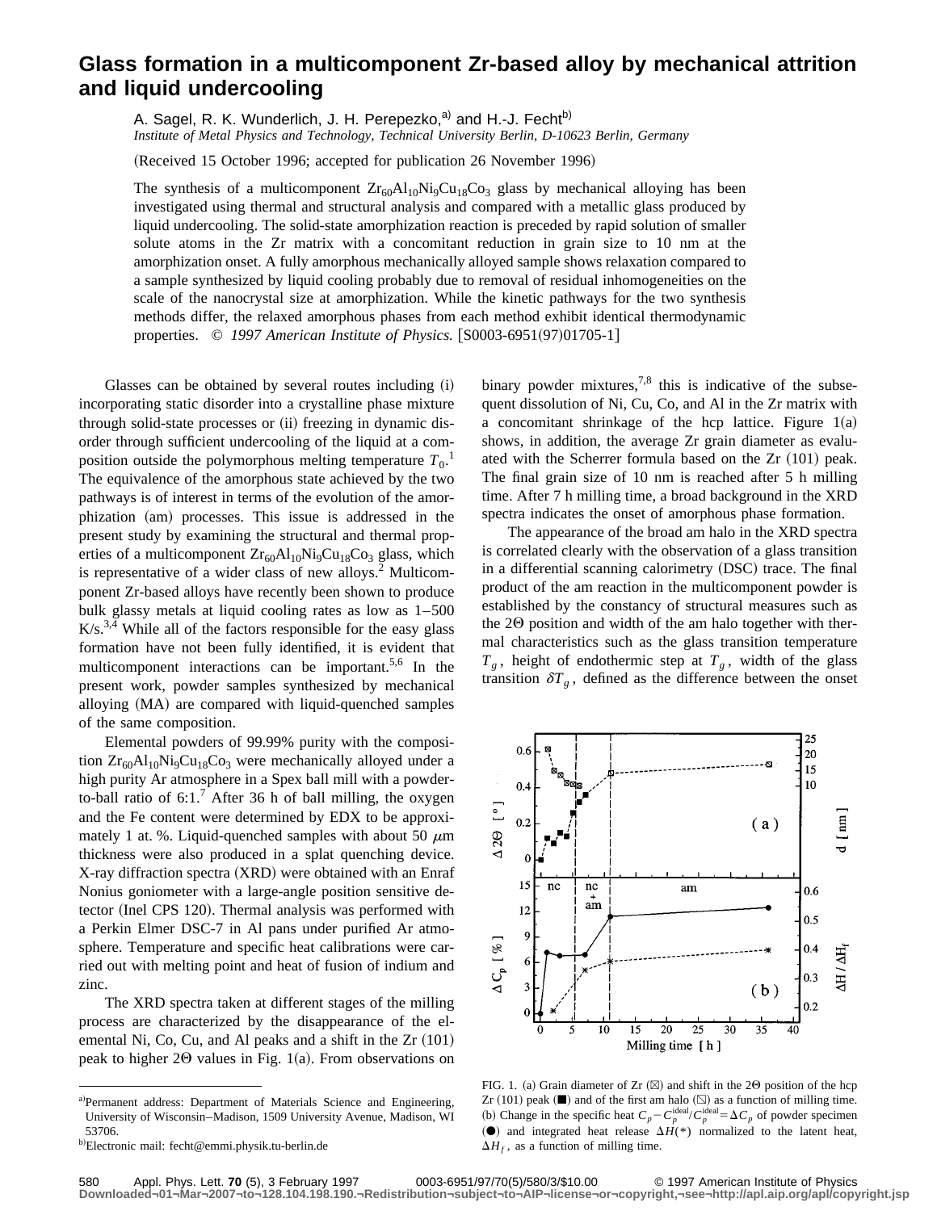# Glass formation in a multicomponent Zr-based alloy by mechanical attrition and liquid undercooling

A. Sagel, R. K. Wunderlich, J. H. Perepezko,[a] and H.-J. Fecht[b]

*Institute of Metal Physics and Technology, Technical University Berlin, D-10623 Berlin, Germany*

(Received 15 October 1996; accepted for publication 26 November 1996)

The synthesis of a multicomponent $Zr_{60}Al_{10}Ni_9Cu_{18}Co_3$ glass by mechanical alloying has been investigated using thermal and structural analysis and compared with a metallic glass produced by liquid undercooling. The solid-state amorphization reaction is preceded by rapid solution of smaller solute atoms in the Zr matrix with a concomitant reduction in grain size to 10 nm at the amorphization onset. A fully amorphous mechanically alloyed sample shows relaxation compared to a sample synthesized by liquid cooling probably due to removal of residual inhomogeneities on the scale of the nanocrystal size at amorphization. While the kinetic pathways for the two synthesis methods differ, the relaxed amorphous phases from each method exhibit identical thermodynamic properties. © *1997 American Institute of Physics.* [S0003-6951(97)01705-1]

Glasses can be obtained by several routes including (i) incorporating static disorder into a crystalline phase mixture through solid-state processes or (ii) freezing in dynamic disorder through sufficient undercooling of the liquid at a composition outside the polymorphous melting temperature $T_0$.[1] The equivalence of the amorphous state achieved by the two pathways is of interest in terms of the evolution of the amorphization (am) processes. This issue is addressed in the present study by examining the structural and thermal properties of a multicomponent $Zr_{60}Al_{10}Ni_9Cu_{18}Co_3$ glass, which is representative of a wider class of new alloys.[2] Multicomponent Zr-based alloys have recently been shown to produce bulk glassy metals at liquid cooling rates as low as 1–500 K/s.[3,4] While all of the factors responsible for the easy glass formation have not been fully identified, it is evident that multicomponent interactions can be important.[5,6] In the present work, powder samples synthesized by mechanical alloying (MA) are compared with liquid-quenched samples of the same composition.

Elemental powders of 99.99% purity with the composition $Zr_{60}Al_{10}Ni_9Cu_{18}Co_3$ were mechanically alloyed under a high purity Ar atmosphere in a Spex ball mill with a powder-to-ball ratio of 6:1.[7] After 36 h of ball milling, the oxygen and the Fe content were determined by EDX to be approximately 1 at. %. Liquid-quenched samples with about 50 $\mu$m thickness were also produced in a splat quenching device. X-ray diffraction spectra (XRD) were obtained with an Enraf Nonius goniometer with a large-angle position sensitive detector (Inel CPS 120). Thermal analysis was performed with a Perkin Elmer DSC-7 in Al pans under purified Ar atmosphere. Temperature and specific heat calibrations were carried out with melting point and heat of fusion of indium and zinc.

The XRD spectra taken at different stages of the milling process are characterized by the disappearance of the elemental Ni, Co, Cu, and Al peaks and a shift in the Zr (101) peak to higher $2\Theta$ values in Fig. 1(a). From observations on binary powder mixtures,[7,8] this is indicative of the subsequent dissolution of Ni, Cu, Co, and Al in the Zr matrix with a concomitant shrinkage of the hcp lattice. Figure 1(a) shows, in addition, the average Zr grain diameter as evaluated with the Scherrer formula based on the Zr (101) peak. The final grain size of 10 nm is reached after 5 h milling time. After 7 h milling time, a broad background in the XRD spectra indicates the onset of amorphous phase formation.

The appearance of the broad am halo in the XRD spectra is correlated clearly with the observation of a glass transition in a differential scanning calorimetry (DSC) trace. The final product of the am reaction in the multicomponent powder is established by the constancy of structural measures such as the $2\Theta$ position and width of the am halo together with thermal characteristics such as the glass transition temperature $T_g$, height of endothermic step at $T_g$, width of the glass transition $\delta T_g$, defined as the difference between the onset

FIG. 1. (a) Grain diameter of Zr (☒) and shift in the $2\Theta$ position of the hcp Zr (101) peak (■) and of the first am halo (⧅) as a function of milling time. (b) Change in the specific heat $C_p - C_p^{\text{ideal}}/C_p^{\text{ideal}} = \Delta C_p$ of powder specimen (●) and integrated heat release $\Delta H(*)$ normalized to the latent heat, $\Delta H_f$, as a function of milling time.

---

[a] Permanent address: Department of Materials Science and Engineering, University of Wisconsin–Madison, 1509 University Avenue, Madison, WI 53706.

[b] Electronic mail: fecht@emmi.physik.tu-berlin.de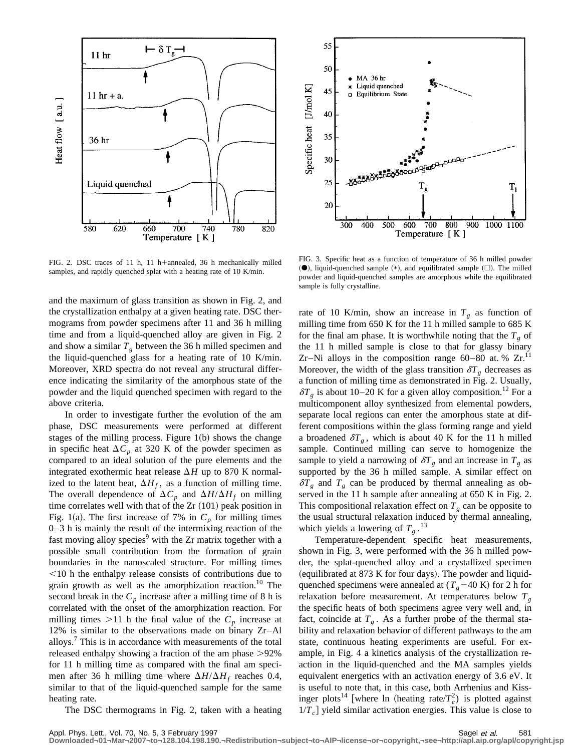FIG. 2. DSC traces of 11 h, 11 h+annealed, 36 h mechanically milled samples, and rapidly quenched splat with a heating rate of 10 K/min.

FIG. 3. Specific heat as a function of temperature of 36 h milled powder (●), liquid-quenched sample (*), and equilibrated sample (□). The milled powder and liquid-quenched samples are amorphous while the equilibrated sample is fully crystalline.

and the maximum of glass transition as shown in Fig. 2, and the crystallization enthalpy at a given heating rate. DSC thermograms from powder specimens after 11 and 36 h milling time and from a liquid-quenched alloy are given in Fig. 2 and show a similar $T_g$ between the 36 h milled specimen and the liquid-quenched glass for a heating rate of 10 K/min. Moreover, XRD spectra do not reveal any structural difference indicating the similarity of the amorphous state of the powder and the liquid quenched specimen with regard to the above criteria.

In order to investigate further the evolution of the am phase, DSC measurements were performed at different stages of the milling process. Figure 1(b) shows the change in specific heat $\Delta C_p$ at 320 K of the powder specimen as compared to an ideal solution of the pure elements and the integrated exothermic heat release $\Delta H$ up to 870 K normalized to the latent heat, $\Delta H_f$, as a function of milling time. The overall dependence of $\Delta C_p$ and $\Delta H/\Delta H_f$ on milling time correlates well with that of the Zr (101) peak position in Fig. 1(a). The first increase of 7% in $C_p$ for milling times 0–3 h is mainly the result of the intermixing reaction of the fast moving alloy species[9] with the Zr matrix together with a possible small contribution from the formation of grain boundaries in the nanoscaled structure. For milling times <10 h the enthalpy release consists of contributions due to grain growth as well as the amorphization reaction.[10] The second break in the $C_p$ increase after a milling time of 8 h is correlated with the onset of the amorphization reaction. For milling times >11 h the final value of the $C_p$ increase at 12% is similar to the observations made on binary Zr–Al alloys.[7] This is in accordance with measurements of the total released enthalpy showing a fraction of the am phase >92% for 11 h milling time as compared with the final am specimen after 36 h milling time where $\Delta H/\Delta H_f$ reaches 0.4, similar to that of the liquid-quenched sample for the same heating rate.

The DSC thermograms in Fig. 2, taken with a heating rate of 10 K/min, show an increase in $T_g$ as function of milling time from 650 K for the 11 h milled sample to 685 K for the final am phase. It is worthwhile noting that the $T_g$ of the 11 h milled sample is close to that for glassy binary Zr–Ni alloys in the composition range 60–80 at. % Zr.[11] Moreover, the width of the glass transition $\delta T_g$ decreases as a function of milling time as demonstrated in Fig. 2. Usually, $\delta T_g$ is about 10–20 K for a given alloy composition.[12] For a multicomponent alloy synthesized from elemental powders, separate local regions can enter the amorphous state at different compositions within the glass forming range and yield a broadened $\delta T_g$, which is about 40 K for the 11 h milled sample. Continued milling can serve to homogenize the sample to yield a narrowing of $\delta T_g$ and an increase in $T_g$ as supported by the 36 h milled sample. A similar effect on $\delta T_g$ and $T_g$ can be produced by thermal annealing as observed in the 11 h sample after annealing at 650 K in Fig. 2. This compositional relaxation effect on $T_g$ can be opposite to the usual structural relaxation induced by thermal annealing, which yields a lowering of $T_g$.[13]

Temperature-dependent specific heat measurements, shown in Fig. 3, were performed with the 36 h milled powder, the splat-quenched alloy and a crystallized specimen (equilibrated at 873 K for four days). The powder and liquid-quenched specimens were annealed at ($T_g$−40 K) for 2 h for relaxation before measurement. At temperatures below $T_g$ the specific heats of both specimens agree very well and, in fact, coincide at $T_g$. As a further probe of the thermal stability and relaxation behavior of different pathways to the am state, continuous heating experiments are useful. For example, in Fig. 4 a kinetics analysis of the crystallization reaction in the liquid-quenched and the MA samples yields equivalent energetics with an activation energy of 3.6 eV. It is useful to note that, in this case, both Arrhenius and Kissinger plots[14] [where ln (heating rate/$T_c^2$) is plotted against $1/T_c$] yield similar activation energies. This value is close to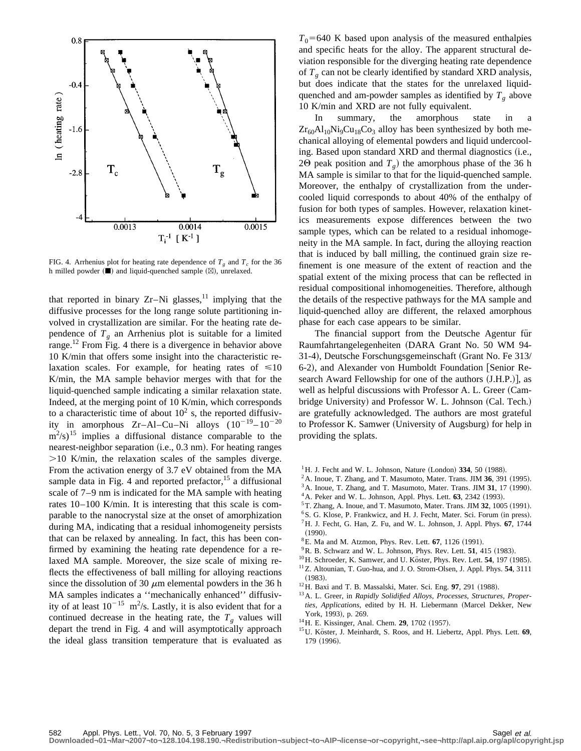0.8

-0.4

-1.6

-2.8

-4

ln ( heating rate )

$T_c$

$T_g$

0.0013

0.0014

0.0015

$T_i^{-1}$ [ K$^{-1}$ ]

FIG. 4. Arrhenius plot for heating rate dependence of $T_g$ and $T_c$ for the 36 h milled powder (■) and liquid-quenched sample (⊠), unrelaxed.

that reported in binary Zr–Ni glasses,[11] implying that the diffusive processes for the long range solute partitioning involved in crystallization are similar. For the heating rate dependence of $T_g$ an Arrhenius plot is suitable for a limited range.[12] From Fig. 4 there is a divergence in behavior above 10 K/min that offers some insight into the characteristic relaxation scales. For example, for heating rates of $\leqslant 10$ K/min, the MA sample behavior merges with that for the liquid-quenched sample indicating a similar relaxation state. Indeed, at the merging point of 10 K/min, which corresponds to a characteristic time of about $10^2$ s, the reported diffusivity in amorphous Zr–Al–Cu–Ni alloys $(10^{-19}–10^{-20}$ $m^2/s)$[15] implies a diffusional distance comparable to the nearest-neighbor separation (i.e., 0.3 nm). For heating ranges $>10$ K/min, the relaxation scales of the samples diverge. From the activation energy of 3.7 eV obtained from the MA sample data in Fig. 4 and reported prefactor,[15] a diffusional scale of 7–9 nm is indicated for the MA sample with heating rates 10–100 K/min. It is interesting that this scale is comparable to the nanocrystal size at the onset of amorphization during MA, indicating that a residual inhomogeneity persists that can be relaxed by annealing. In fact, this has been confirmed by examining the heating rate dependence for a relaxed MA sample. Moreover, the size scale of mixing reflects the effectiveness of ball milling for alloying reactions since the dissolution of 30 $\mu$m elemental powders in the 36 h MA samples indicates a ''mechanically enhanced'' diffusivity of at least $10^{-15}$ $m^2/s$. Lastly, it is also evident that for a continued decrease in the heating rate, the $T_g$ values will depart the trend in Fig. 4 and will asymptotically approach the ideal glass transition temperature that is evaluated as $T_0 = 640$ K based upon analysis of the measured enthalpies and specific heats for the alloy. The apparent structural deviation responsible for the diverging heating rate dependence of $T_g$ can not be clearly identified by standard XRD analysis, but does indicate that the states for the unrelaxed liquid-quenched and am-powder samples as identified by $T_g$ above 10 K/min and XRD are not fully equivalent.

In summary, the amorphous state in a $Zr_{60}Al_{10}Ni_9Cu_{18}Co_3$ alloy has been synthesized by both mechanical alloying of elemental powders and liquid undercooling. Based upon standard XRD and thermal diagnostics (i.e., $2\Theta$ peak position and $T_g$) the amorphous phase of the 36 h MA sample is similar to that for the liquid-quenched sample. Moreover, the enthalpy of crystallization from the undercooled liquid corresponds to about 40% of the enthalpy of fusion for both types of samples. However, relaxation kinetics measurements expose differences between the two sample types, which can be related to a residual inhomogeneity in the MA sample. In fact, during the alloying reaction that is induced by ball milling, the continued grain size refinement is one measure of the extent of reaction and the spatial extent of the mixing process that can be reflected in residual compositional inhomogeneities. Therefore, although the details of the respective pathways for the MA sample and liquid-quenched alloy are different, the relaxed amorphous phase for each case appears to be similar.

The financial support from the Deutsche Agentur für Raumfahrtangelegenheiten (DARA Grant No. 50 WM 94-31-4), Deutsche Forschungsgemeinschaft (Grant No. Fe 313/6-2), and Alexander von Humboldt Foundation [Senior Research Award Fellowship for one of the authors (J.H.P.)], as well as helpful discussions with Professor A. L. Greer (Cambridge University) and Professor W. L. Johnson (Cal. Tech.) are gratefully acknowledged. The authors are most grateful to Professor K. Samwer (University of Augsburg) for help in providing the splats.

[1] H. J. Fecht and W. L. Johnson, Nature (London) **334**, 50 (1988).
[2] A. Inoue, T. Zhang, and T. Masumoto, Mater. Trans. JIM **36**, 391 (1995).
[3] A. Inoue, T. Zhang, and T. Masumoto, Mater. Trans. JIM **31**, 17 (1990).
[4] A. Peker and W. L. Johnson, Appl. Phys. Lett. **63**, 2342 (1993).
[5] T. Zhang, A. Inoue, and T. Masumoto, Mater. Trans. JIM **32**, 1005 (1991).
[6] S. G. Klose, P. Frankwicz, and H. J. Fecht, Mater. Sci. Forum (in press).
[7] H. J. Fecht, G. Han, Z. Fu, and W. L. Johnson, J. Appl. Phys. **67**, 1744 (1990).
[8] E. Ma and M. Atzmon, Phys. Rev. Lett. **67**, 1126 (1991).
[9] R. B. Schwarz and W. L. Johnson, Phys. Rev. Lett. **51**, 415 (1983).
[10] H. Schroeder, K. Samwer, and U. Köster, Phys. Rev. Lett. **54**, 197 (1985).
[11] Z. Altounian, T. Guo-hua, and J. O. Strom-Olsen, J. Appl. Phys. **54**, 3111 (1983).
[12] H. Baxi and T. B. Massalski, Mater. Sci. Eng. **97**, 291 (1988).
[13] A. L. Greer, in *Rapidly Solidified Alloys, Processes, Structures, Properties, Applications*, edited by H. H. Liebermann (Marcel Dekker, New York, 1993), p. 269.
[14] H. E. Kissinger, Anal. Chem. **29**, 1702 (1957).
[15] U. Köster, J. Meinhardt, S. Roos, and H. Liebertz, Appl. Phys. Lett. **69**, 179 (1996).